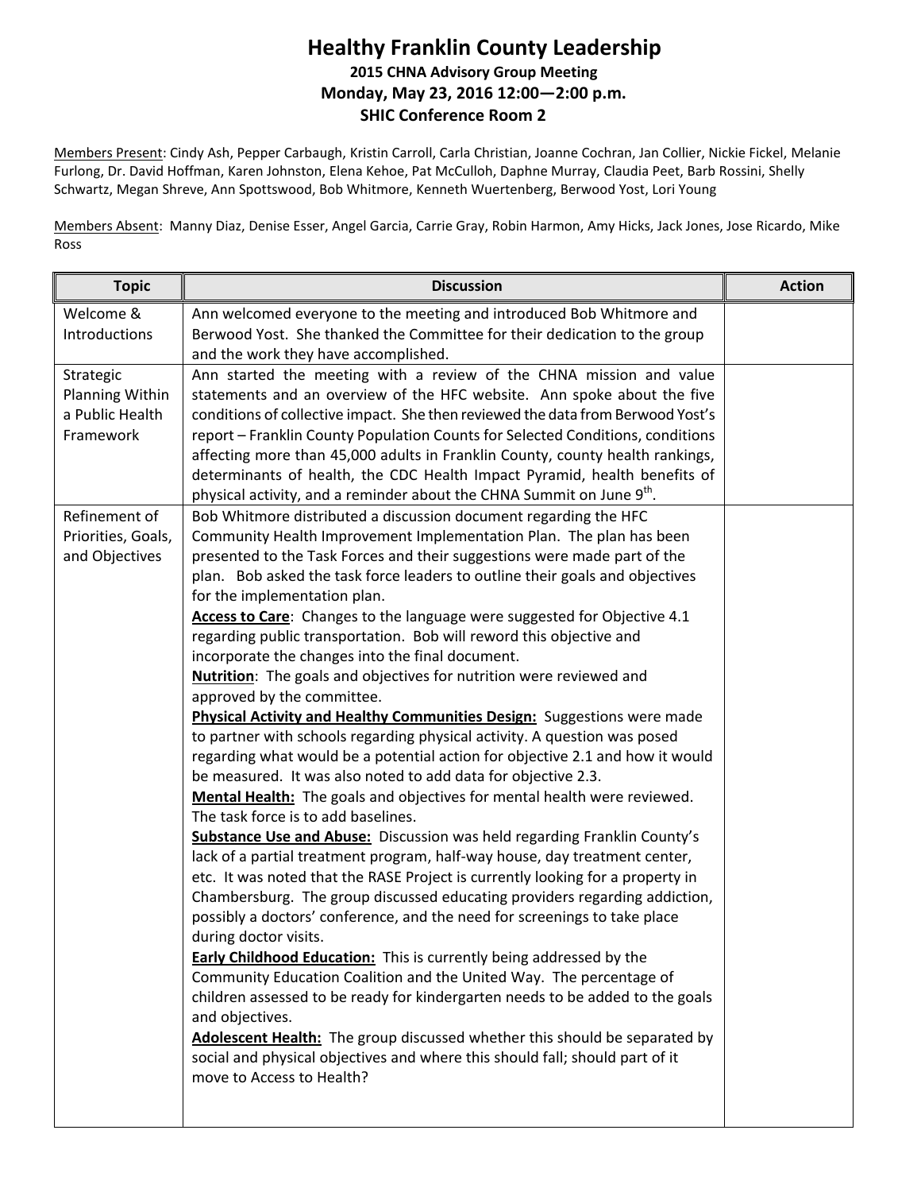# Healthy Franklin County Leadership

## 2015 CHNA Advisory Group Meeting

## Monday, May 23, 2016 12:00—2:00 p.m.

## SHIC Conference Room 2

Members Present: Cindy Ash, Pepper Carbaugh, Kristin Carroll, Carla Christian, Joanne Cochran, Jan Collier, Nickie Fickel, Melanie Furlong, Dr. David Hoffman, Karen Johnston, Elena Kehoe, Pat McCulloh, Daphne Murray, Claudia Peet, Barb Rossini, Shelly Schwartz, Megan Shreve, Ann Spottswood, Bob Whitmore, Kenneth Wuertenberg, Berwood Yost, Lori Young

Members Absent: Manny Diaz, Denise Esser, Angel Garcia, Carrie Gray, Robin Harmon, Amy Hicks, Jack Jones, Jose Ricardo, Mike Ross

| Topic | Discussion | Action |
|---|---|---|
| Welcome & Introductions | Ann welcomed everyone to the meeting and introduced Bob Whitmore and Berwood Yost. She thanked the Committee for their dedication to the group and the work they have accomplished. | |
| Strategic Planning Within a Public Health Framework | Ann started the meeting with a review of the CHNA mission and value statements and an overview of the HFC website. Ann spoke about the five conditions of collective impact. She then reviewed the data from Berwood Yost's report – Franklin County Population Counts for Selected Conditions, conditions affecting more than 45,000 adults in Franklin County, county health rankings, determinants of health, the CDC Health Impact Pyramid, health benefits of physical activity, and a reminder about the CHNA Summit on June 9th. | |
| Refinement of Priorities, Goals, and Objectives | Bob Whitmore distributed a discussion document regarding the HFC Community Health Improvement Implementation Plan. The plan has been presented to the Task Forces and their suggestions were made part of the plan. Bob asked the task force leaders to outline their goals and objectives for the implementation plan.<br>**Access to Care**: Changes to the language were suggested for Objective 4.1 regarding public transportation. Bob will reword this objective and incorporate the changes into the final document.<br>**Nutrition**: The goals and objectives for nutrition were reviewed and approved by the committee.<br>**Physical Activity and Healthy Communities Design:** Suggestions were made to partner with schools regarding physical activity. A question was posed regarding what would be a potential action for objective 2.1 and how it would be measured. It was also noted to add data for objective 2.3.<br>**Mental Health:** The goals and objectives for mental health were reviewed. The task force is to add baselines.<br>**Substance Use and Abuse:** Discussion was held regarding Franklin County's lack of a partial treatment program, half-way house, day treatment center, etc. It was noted that the RASE Project is currently looking for a property in Chambersburg. The group discussed educating providers regarding addiction, possibly a doctors' conference, and the need for screenings to take place during doctor visits.<br>**Early Childhood Education:** This is currently being addressed by the Community Education Coalition and the United Way. The percentage of children assessed to be ready for kindergarten needs to be added to the goals and objectives.<br>**Adolescent Health:** The group discussed whether this should be separated by social and physical objectives and where this should fall; should part of it move to Access to Health? | |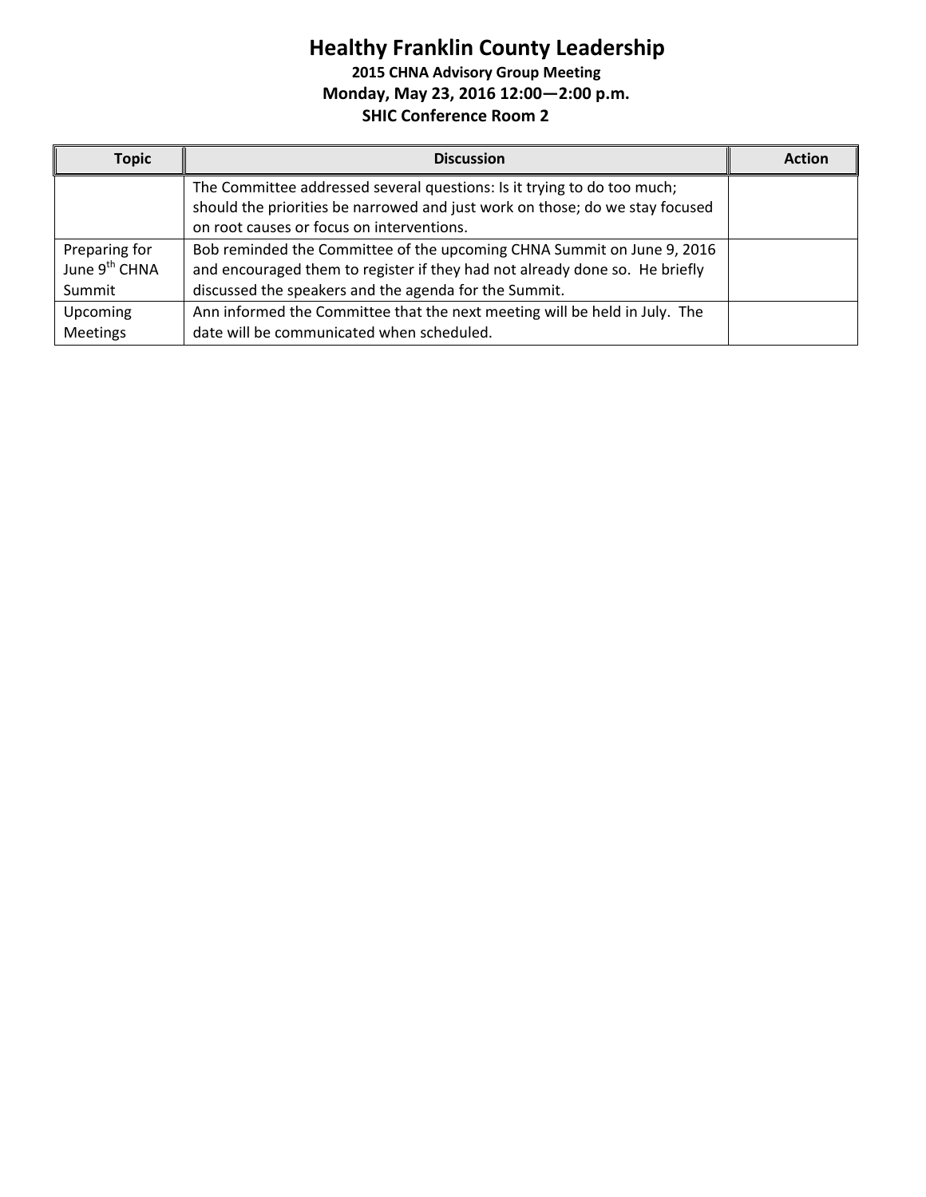# Healthy Franklin County Leadership

**2015 CHNA Advisory Group Meeting**
**Monday, May 23, 2016 12:00—2:00 p.m.**
**SHIC Conference Room 2**

| Topic | Discussion | Action |
|---|---|---|
| | The Committee addressed several questions: Is it trying to do too much; should the priorities be narrowed and just work on those; do we stay focused on root causes or focus on interventions. | |
| Preparing for June 9th CHNA Summit | Bob reminded the Committee of the upcoming CHNA Summit on June 9, 2016 and encouraged them to register if they had not already done so. He briefly discussed the speakers and the agenda for the Summit. | |
| Upcoming Meetings | Ann informed the Committee that the next meeting will be held in July. The date will be communicated when scheduled. | |